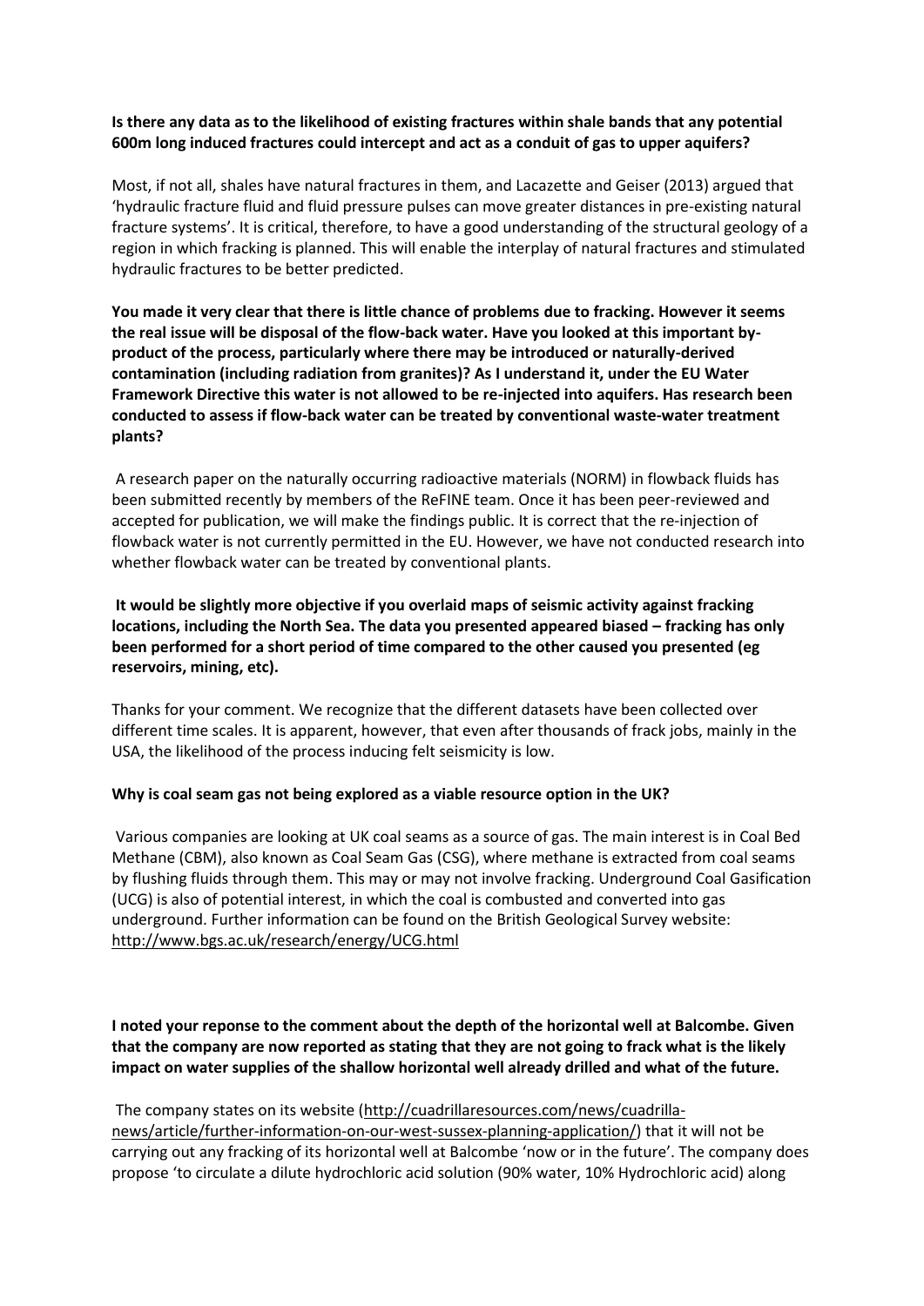**Is there any data as to the likelihood of existing fractures within shale bands that any potential 600m long induced fractures could intercept and act as a conduit of gas to upper aquifers?**

Most, if not all, shales have natural fractures in them, and Lacazette and Geiser (2013) argued that 'hydraulic fracture fluid and fluid pressure pulses can move greater distances in pre-existing natural fracture systems'. It is critical, therefore, to have a good understanding of the structural geology of a region in which fracking is planned. This will enable the interplay of natural fractures and stimulated hydraulic fractures to be better predicted.

**You made it very clear that there is little chance of problems due to fracking. However it seems the real issue will be disposal of the flow-back water. Have you looked at this important by-product of the process, particularly where there may be introduced or naturally-derived contamination (including radiation from granites)? As I understand it, under the EU Water Framework Directive this water is not allowed to be re-injected into aquifers. Has research been conducted to assess if flow-back water can be treated by conventional waste-water treatment plants?**

A research paper on the naturally occurring radioactive materials (NORM) in flowback fluids has been submitted recently by members of the ReFINE team. Once it has been peer-reviewed and accepted for publication, we will make the findings public. It is correct that the re-injection of flowback water is not currently permitted in the EU. However, we have not conducted research into whether flowback water can be treated by conventional plants.

**It would be slightly more objective if you overlaid maps of seismic activity against fracking locations, including the North Sea. The data you presented appeared biased – fracking has only been performed for a short period of time compared to the other caused you presented (eg reservoirs, mining, etc).**

Thanks for your comment. We recognize that the different datasets have been collected over different time scales. It is apparent, however, that even after thousands of frack jobs, mainly in the USA, the likelihood of the process inducing felt seismicity is low.

**Why is coal seam gas not being explored as a viable resource option in the UK?**

Various companies are looking at UK coal seams as a source of gas. The main interest is in Coal Bed Methane (CBM), also known as Coal Seam Gas (CSG), where methane is extracted from coal seams by flushing fluids through them. This may or may not involve fracking. Underground Coal Gasification (UCG) is also of potential interest, in which the coal is combusted and converted into gas underground. Further information can be found on the British Geological Survey website: http://www.bgs.ac.uk/research/energy/UCG.html

**I noted your reponse to the comment about the depth of the horizontal well at Balcombe. Given that the company are now reported as stating that they are not going to frack what is the likely impact on water supplies of the shallow horizontal well already drilled and what of the future.**

The company states on its website (http://cuadrillaresources.com/news/cuadrilla-news/article/further-information-on-our-west-sussex-planning-application/) that it will not be carrying out any fracking of its horizontal well at Balcombe 'now or in the future'. The company does propose 'to circulate a dilute hydrochloric acid solution (90% water, 10% Hydrochloric acid) along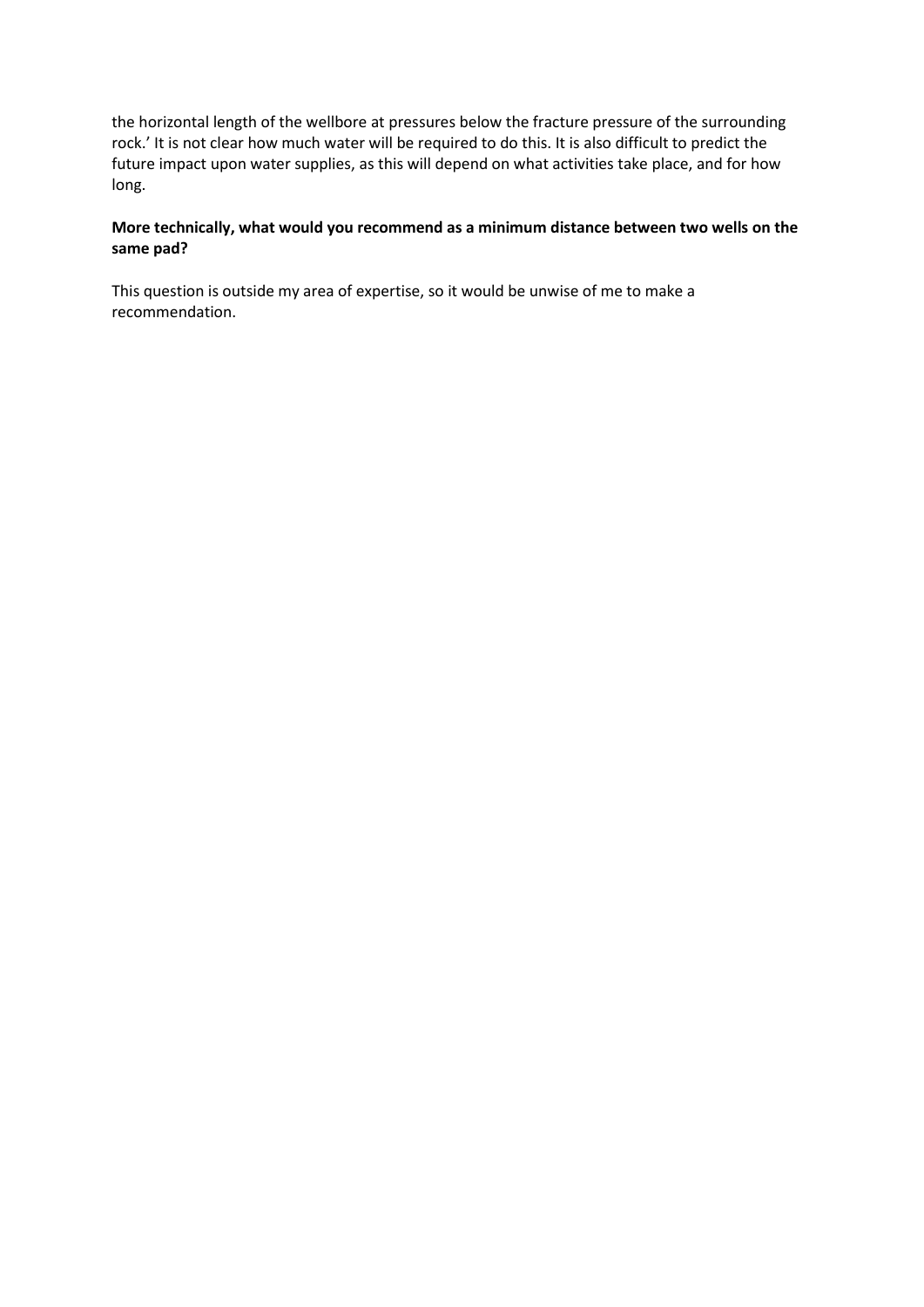the horizontal length of the wellbore at pressures below the fracture pressure of the surrounding rock.' It is not clear how much water will be required to do this. It is also difficult to predict the future impact upon water supplies, as this will depend on what activities take place, and for how long.

**More technically, what would you recommend as a minimum distance between two wells on the same pad?**

This question is outside my area of expertise, so it would be unwise of me to make a recommendation.